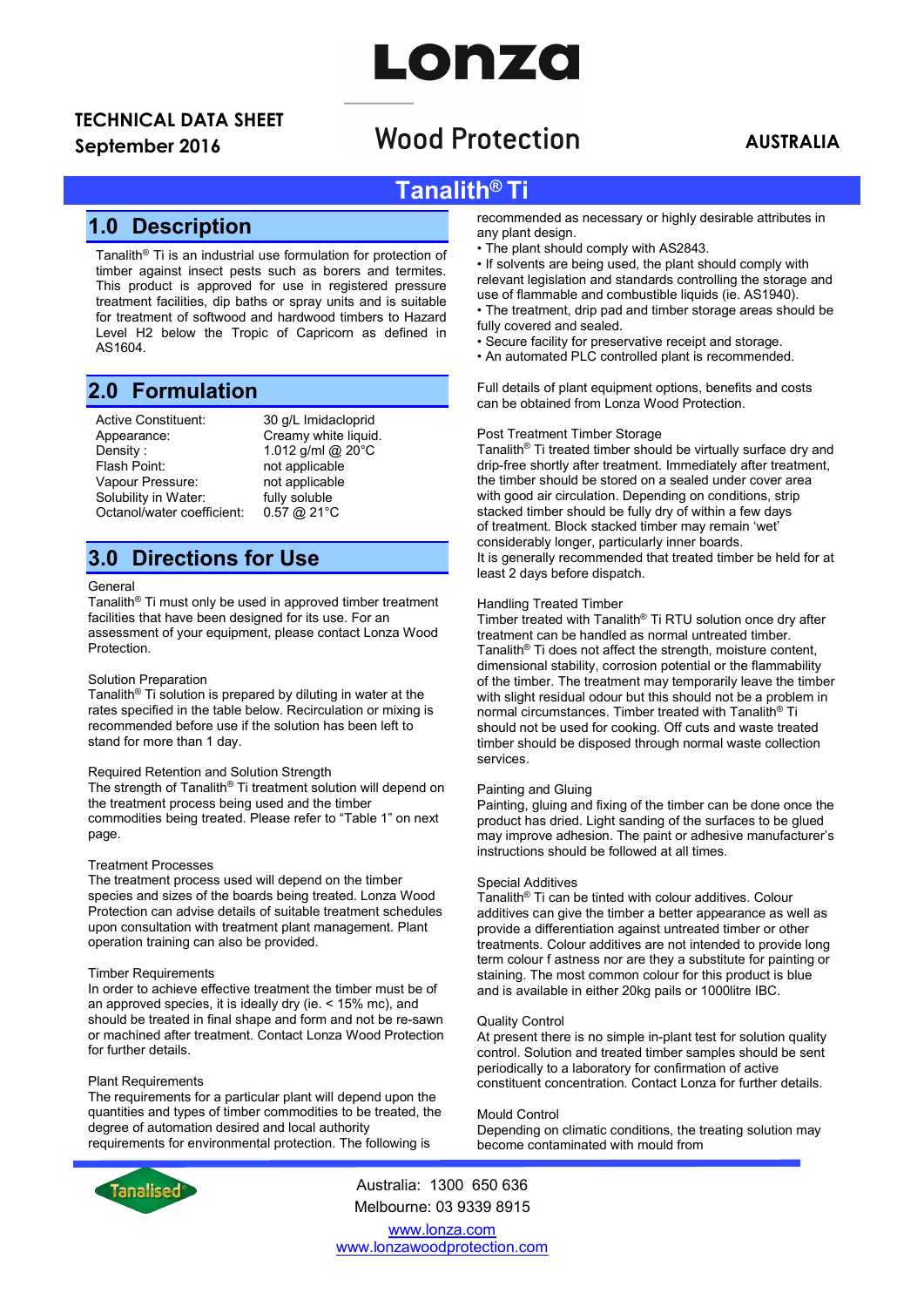# Lonza

**TECHNICAL DATA SHEET**
**September 2016**

Wood Protection

**AUSTRALIA**

# Tanalith® Ti

## 1.0 Description

Tanalith® Ti is an industrial use formulation for protection of timber against insect pests such as borers and termites. This product is approved for use in registered pressure treatment facilities, dip baths or spray units and is suitable for treatment of softwood and hardwood timbers to Hazard Level H2 below the Tropic of Capricorn as defined in AS1604.

## 2.0 Formulation

| | |
|---|---|
| Active Constituent: | 30 g/L Imidacloprid |
| Appearance: | Creamy white liquid. |
| Density : | 1.012 g/ml @ 20°C |
| Flash Point: | not applicable |
| Vapour Pressure: | not applicable |
| Solubility in Water: | fully soluble |
| Octanol/water coefficient: | 0.57 @ 21°C |

## 3.0 Directions for Use

General
Tanalith® Ti must only be used in approved timber treatment facilities that have been designed for its use. For an assessment of your equipment, please contact Lonza Wood Protection.

Solution Preparation
Tanalith® Ti solution is prepared by diluting in water at the rates specified in the table below. Recirculation or mixing is recommended before use if the solution has been left to stand for more than 1 day.

Required Retention and Solution Strength
The strength of Tanalith® Ti treatment solution will depend on the treatment process being used and the timber commodities being treated. Please refer to "Table 1" on next page.

Treatment Processes
The treatment process used will depend on the timber species and sizes of the boards being treated. Lonza Wood Protection can advise details of suitable treatment schedules upon consultation with treatment plant management. Plant operation training can also be provided.

Timber Requirements
In order to achieve effective treatment the timber must be of an approved species, it is ideally dry (ie. < 15% mc), and should be treated in final shape and form and not be re-sawn or machined after treatment. Contact Lonza Wood Protection for further details.

Plant Requirements
The requirements for a particular plant will depend upon the quantities and types of timber commodities to be treated, the degree of automation desired and local authority requirements for environmental protection. The following is recommended as necessary or highly desirable attributes in any plant design.

- The plant should comply with AS2843.
- If solvents are being used, the plant should comply with relevant legislation and standards controlling the storage and use of flammable and combustible liquids (ie. AS1940).
- The treatment, drip pad and timber storage areas should be fully covered and sealed.
- Secure facility for preservative receipt and storage.
- An automated PLC controlled plant is recommended.

Full details of plant equipment options, benefits and costs can be obtained from Lonza Wood Protection.

Post Treatment Timber Storage
Tanalith® Ti treated timber should be virtually surface dry and drip-free shortly after treatment. Immediately after treatment, the timber should be stored on a sealed under cover area with good air circulation. Depending on conditions, strip stacked timber should be fully dry of within a few days of treatment. Block stacked timber may remain 'wet' considerably longer, particularly inner boards.
It is generally recommended that treated timber be held for at least 2 days before dispatch.

Handling Treated Timber
Timber treated with Tanalith® Ti RTU solution once dry after treatment can be handled as normal untreated timber. Tanalith® Ti does not affect the strength, moisture content, dimensional stability, corrosion potential or the flammability of the timber. The treatment may temporarily leave the timber with slight residual odour but this should not be a problem in normal circumstances. Timber treated with Tanalith® Ti should not be used for cooking. Off cuts and waste treated timber should be disposed through normal waste collection services.

Painting and Gluing
Painting, gluing and fixing of the timber can be done once the product has dried. Light sanding of the surfaces to be glued may improve adhesion. The paint or adhesive manufacturer's instructions should be followed at all times.

Special Additives
Tanalith® Ti can be tinted with colour additives. Colour additives can give the timber a better appearance as well as provide a differentiation against untreated timber or other treatments. Colour additives are not intended to provide long term colour f astness nor are they a substitute for painting or staining. The most common colour for this product is blue and is available in either 20kg pails or 1000litre IBC.

Quality Control
At present there is no simple in-plant test for solution quality control. Solution and treated timber samples should be sent periodically to a laboratory for confirmation of active constituent concentration. Contact Lonza for further details.

Mould Control
Depending on climatic conditions, the treating solution may become contaminated with mould from

Tanalised®

Australia: 1300 650 636
Melbourne: 03 9339 8915
www.lonza.com
www.lonzawoodprotection.com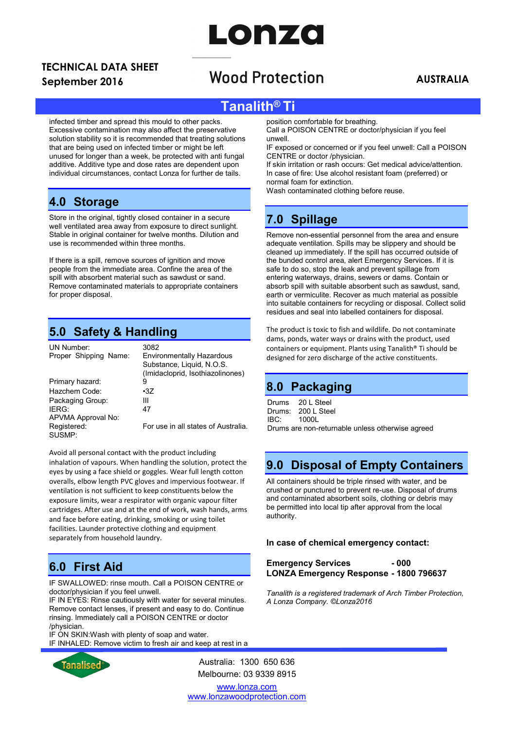infected timber and spread this mould to other packs. Excessive contamination may also affect the preservative solution stability so it is recommended that treating solutions that are being used on infected timber or might be left unused for longer than a week, be protected with anti fungal additive. Additive type and dose rates are dependent upon individual circumstances, contact Lonza for further de tails.

## 4.0 Storage

Store in the original, tightly closed container in a secure well ventilated area away from exposure to direct sunlight. Stable in original container for twelve months. Dilution and use is recommended within three months.

If there is a spill, remove sources of ignition and move people from the immediate area. Confine the area of the spill with absorbent material such as sawdust or sand. Remove contaminated materials to appropriate containers for proper disposal.

## 5.0 Safety & Handling

| | |
|---|---|
| UN Number: | 3082 |
| Proper Shipping Name: | Environmentally Hazardous Substance, Liquid, N.O.S. (Imidacloprid, Isothiazolinones) |
| Primary hazard: | 9 |
| Hazchem Code: | •3Z |
| Packaging Group: | III |
| IERG: | 47 |
| APVMA Approval No: | |
| Registered: | For use in all states of Australia. |
| SUSMP: | |

Avoid all personal contact with the product including inhalation of vapours. When handling the solution, protect the eyes by using a face shield or goggles. Wear full length cotton overalls, elbow length PVC gloves and impervious footwear. If ventilation is not sufficient to keep constituents below the exposure limits, wear a respirator with organic vapour filter cartridges. After use and at the end of work, wash hands, arms and face before eating, drinking, smoking or using toilet facilities. Launder protective clothing and equipment separately from household laundry.

## 6.0 First Aid

IF SWALLOWED: rinse mouth. Call a POISON CENTRE or doctor/physician if you feel unwell.
IF IN EYES: Rinse cautiously with water for several minutes. Remove contact lenses, if present and easy to do. Continue rinsing. Immediately call a POISON CENTRE or doctor /physician.
IF ON SKIN:Wash with plenty of soap and water.
IF INHALED: Remove victim to fresh air and keep at rest in a position comfortable for breathing.
Call a POISON CENTRE or doctor/physician if you feel unwell.
IF exposed or concerned or if you feel unwell: Call a POISON CENTRE or doctor /physician.
If skin irritation or rash occurs: Get medical advice/attention.
In case of fire: Use alcohol resistant foam (preferred) or normal foam for extinction.
Wash contaminated clothing before reuse.

## 7.0 Spillage

Remove non-essential personnel from the area and ensure adequate ventilation. Spills may be slippery and should be cleaned up immediately. If the spill has occurred outside of the bunded control area, alert Emergency Services. If it is safe to do so, stop the leak and prevent spillage from entering waterways, drains, sewers or dams. Contain or absorb spill with suitable absorbent such as sawdust, sand, earth or vermiculite. Recover as much material as possible into suitable containers for recycling or disposal. Collect solid residues and seal into labelled containers for disposal.

The product is toxic to fish and wildlife. Do not contaminate dams, ponds, water ways or drains with the product, used containers or equipment. Plants using Tanalith® Ti should be designed for zero discharge of the active constituents.

## 8.0 Packaging

| | |
|---|---|
| Drums | 20 L Steel |
| Drums: | 200 L Steel |
| IBC: | 1000L |

Drums are non-returnable unless otherwise agreed

## 9.0 Disposal of Empty Containers

All containers should be triple rinsed with water, and be crushed or punctured to prevent re-use. Disposal of drums and contaminated absorbent soils, clothing or debris may be permitted into local tip after approval from the local authority.

**In case of chemical emergency contact:**

**Emergency Services - 000**
**LONZA Emergency Response - 1800 796637**

*Tanalith is a registered trademark of Arch Timber Protection, A Lonza Company. ©Lonza2016*

Australia: 1300 650 636
Melbourne: 03 9339 8915
www.lonza.com
www.lonzawoodprotection.com